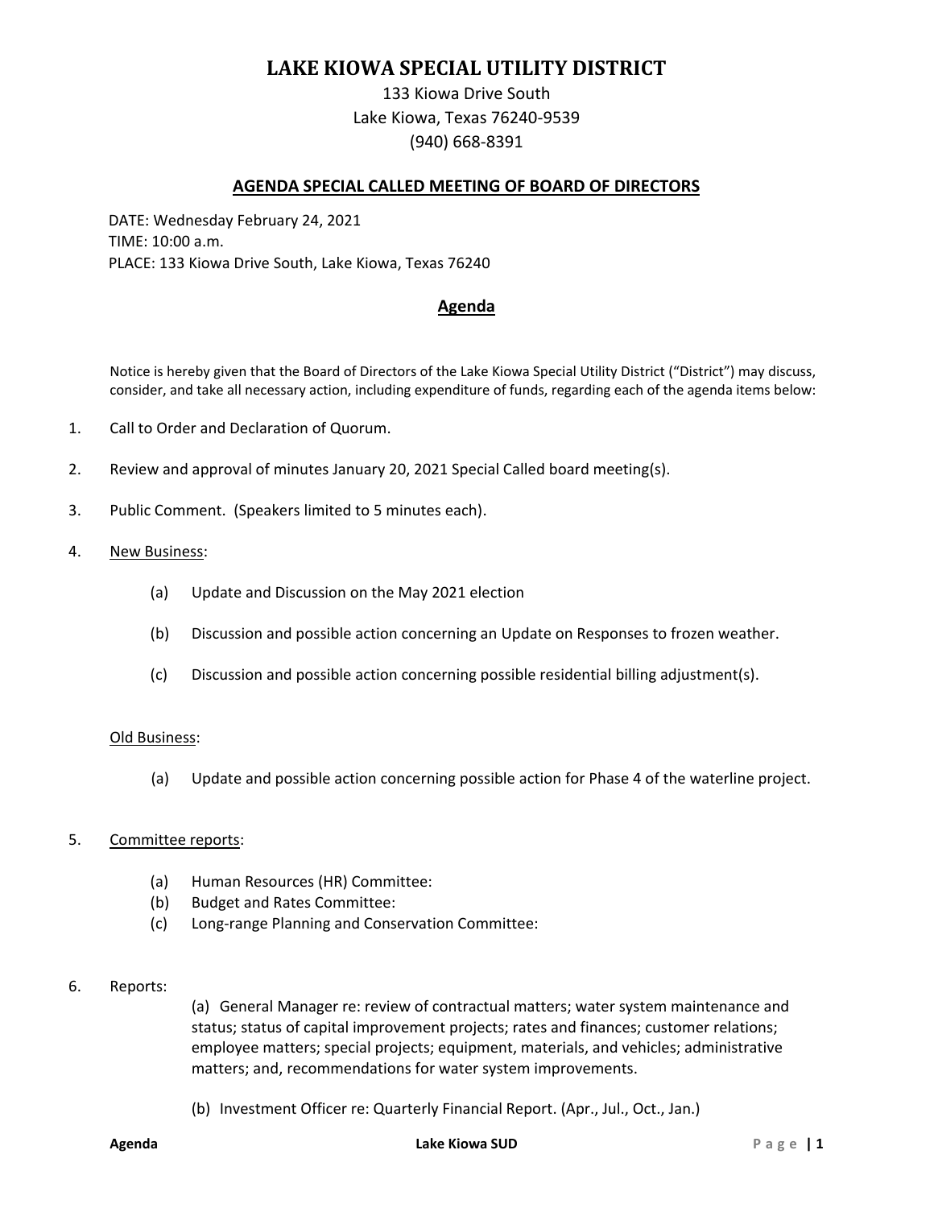# LAKE KIOWA SPECIAL UTILITY DISTRICT

133 Kiowa Drive South
Lake Kiowa, Texas 76240-9539
(940) 668-8391

## AGENDA SPECIAL CALLED MEETING OF BOARD OF DIRECTORS

DATE: Wednesday February 24, 2021
TIME: 10:00 a.m.
PLACE: 133 Kiowa Drive South, Lake Kiowa, Texas 76240

## Agenda

Notice is hereby given that the Board of Directors of the Lake Kiowa Special Utility District ("District") may discuss, consider, and take all necessary action, including expenditure of funds, regarding each of the agenda items below:

1. Call to Order and Declaration of Quorum.

2. Review and approval of minutes January 20, 2021 Special Called board meeting(s).

3. Public Comment. (Speakers limited to 5 minutes each).

4. New Business:

   (a) Update and Discussion on the May 2021 election

   (b) Discussion and possible action concerning an Update on Responses to frozen weather.

   (c) Discussion and possible action concerning possible residential billing adjustment(s).

   Old Business:

   (a) Update and possible action concerning possible action for Phase 4 of the waterline project.

5. Committee reports:

   (a) Human Resources (HR) Committee:
   (b) Budget and Rates Committee:
   (c) Long-range Planning and Conservation Committee:

6. Reports:

   (a) General Manager re: review of contractual matters; water system maintenance and status; status of capital improvement projects; rates and finances; customer relations; employee matters; special projects; equipment, materials, and vehicles; administrative matters; and, recommendations for water system improvements.

   (b) Investment Officer re: Quarterly Financial Report. (Apr., Jul., Oct., Jan.)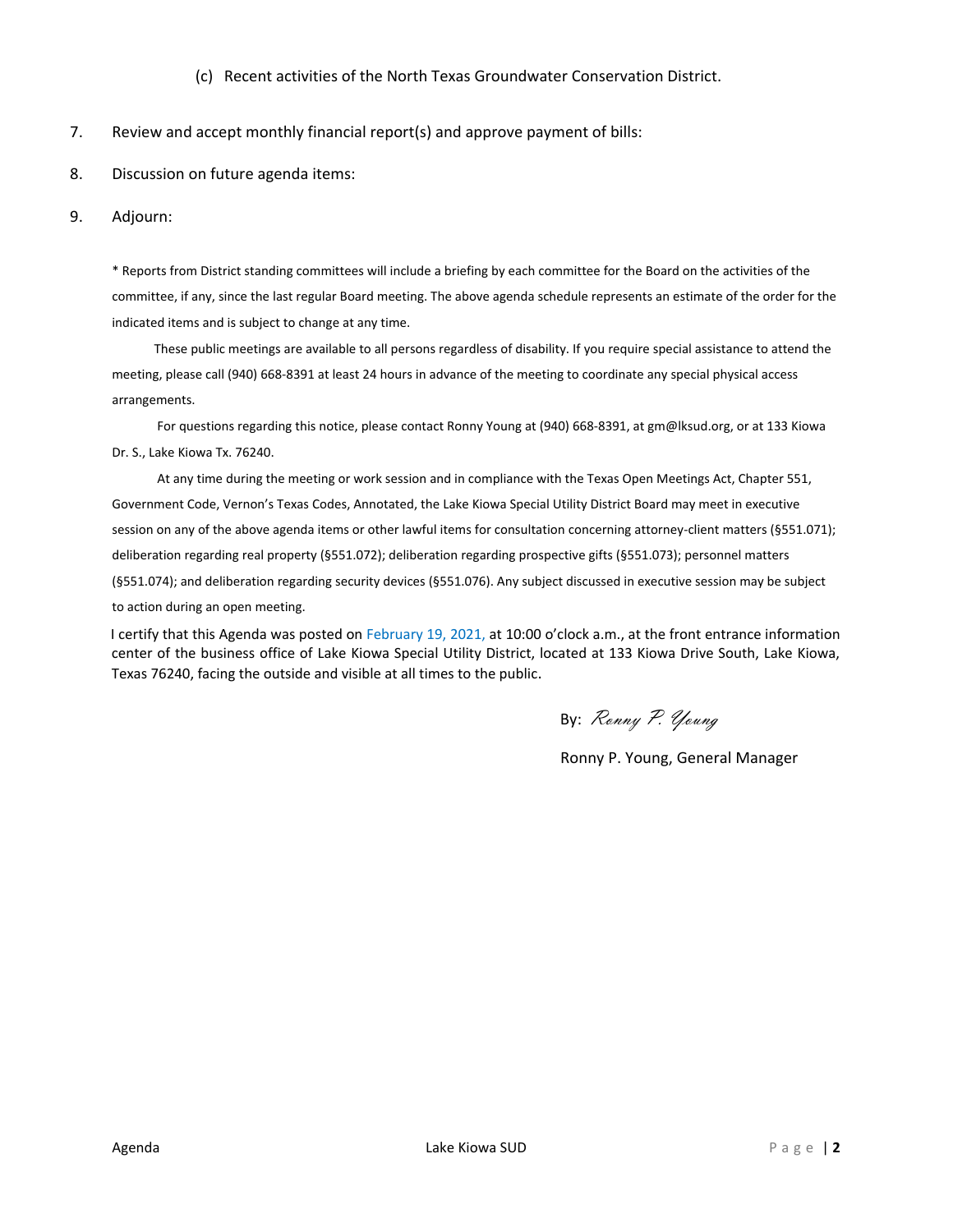(c) Recent activities of the North Texas Groundwater Conservation District.

7. Review and accept monthly financial report(s) and approve payment of bills:

8. Discussion on future agenda items:

9. Adjourn:

* Reports from District standing committees will include a briefing by each committee for the Board on the activities of the committee, if any, since the last regular Board meeting. The above agenda schedule represents an estimate of the order for the indicated items and is subject to change at any time.

These public meetings are available to all persons regardless of disability. If you require special assistance to attend the meeting, please call (940) 668-8391 at least 24 hours in advance of the meeting to coordinate any special physical access arrangements.

For questions regarding this notice, please contact Ronny Young at (940) 668-8391, at gm@lksud.org, or at 133 Kiowa Dr. S., Lake Kiowa Tx. 76240.

At any time during the meeting or work session and in compliance with the Texas Open Meetings Act, Chapter 551, Government Code, Vernon's Texas Codes, Annotated, the Lake Kiowa Special Utility District Board may meet in executive session on any of the above agenda items or other lawful items for consultation concerning attorney-client matters (§551.071); deliberation regarding real property (§551.072); deliberation regarding prospective gifts (§551.073); personnel matters (§551.074); and deliberation regarding security devices (§551.076). Any subject discussed in executive session may be subject to action during an open meeting.

I certify that this Agenda was posted on February 19, 2021, at 10:00 o'clock a.m., at the front entrance information center of the business office of Lake Kiowa Special Utility District, located at 133 Kiowa Drive South, Lake Kiowa, Texas 76240, facing the outside and visible at all times to the public.

By: *Ronny P. Young*

Ronny P. Young, General Manager